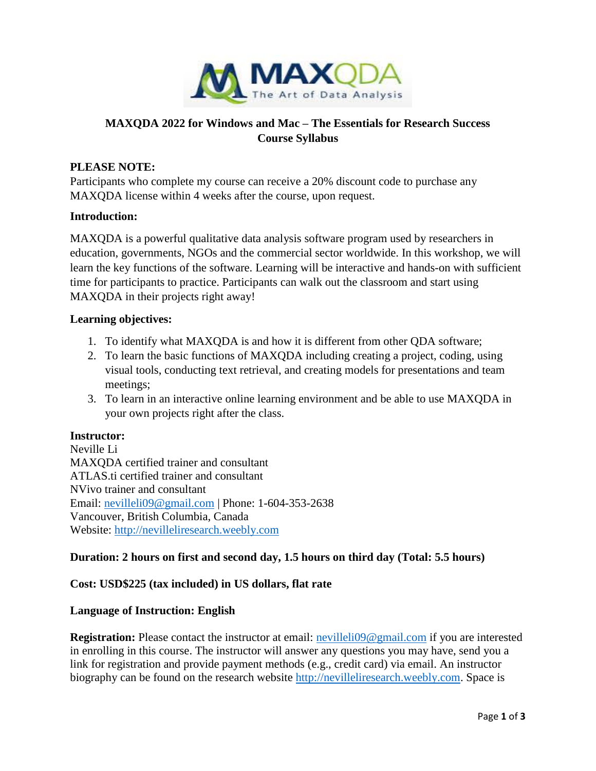# MAXQDA 2022 for Windows and Mac – The Essentials for Research Success
## Course Syllabus

**PLEASE NOTE:**
Participants who complete my course can receive a 20% discount code to purchase any MAXQDA license within 4 weeks after the course, upon request.

**Introduction:**

MAXQDA is a powerful qualitative data analysis software program used by researchers in education, governments, NGOs and the commercial sector worldwide. In this workshop, we will learn the key functions of the software. Learning will be interactive and hands-on with sufficient time for participants to practice. Participants can walk out the classroom and start using MAXQDA in their projects right away!

**Learning objectives:**

1. To identify what MAXQDA is and how it is different from other QDA software;
2. To learn the basic functions of MAXQDA including creating a project, coding, using visual tools, conducting text retrieval, and creating models for presentations and team meetings;
3. To learn in an interactive online learning environment and be able to use MAXQDA in your own projects right after the class.

**Instructor:**
Neville Li
MAXQDA certified trainer and consultant
ATLAS.ti certified trainer and consultant
NVivo trainer and consultant
Email: nevilleli09@gmail.com | Phone: 1-604-353-2638
Vancouver, British Columbia, Canada
Website: http://nevilleliresearch.weebly.com

**Duration: 2 hours on first and second day, 1.5 hours on third day (Total: 5.5 hours)**

**Cost: USD$225 (tax included) in US dollars, flat rate**

**Language of Instruction: English**

**Registration:** Please contact the instructor at email: nevilleli09@gmail.com if you are interested in enrolling in this course. The instructor will answer any questions you may have, send you a link for registration and provide payment methods (e.g., credit card) via email. An instructor biography can be found on the research website http://nevilleliresearch.weebly.com. Space is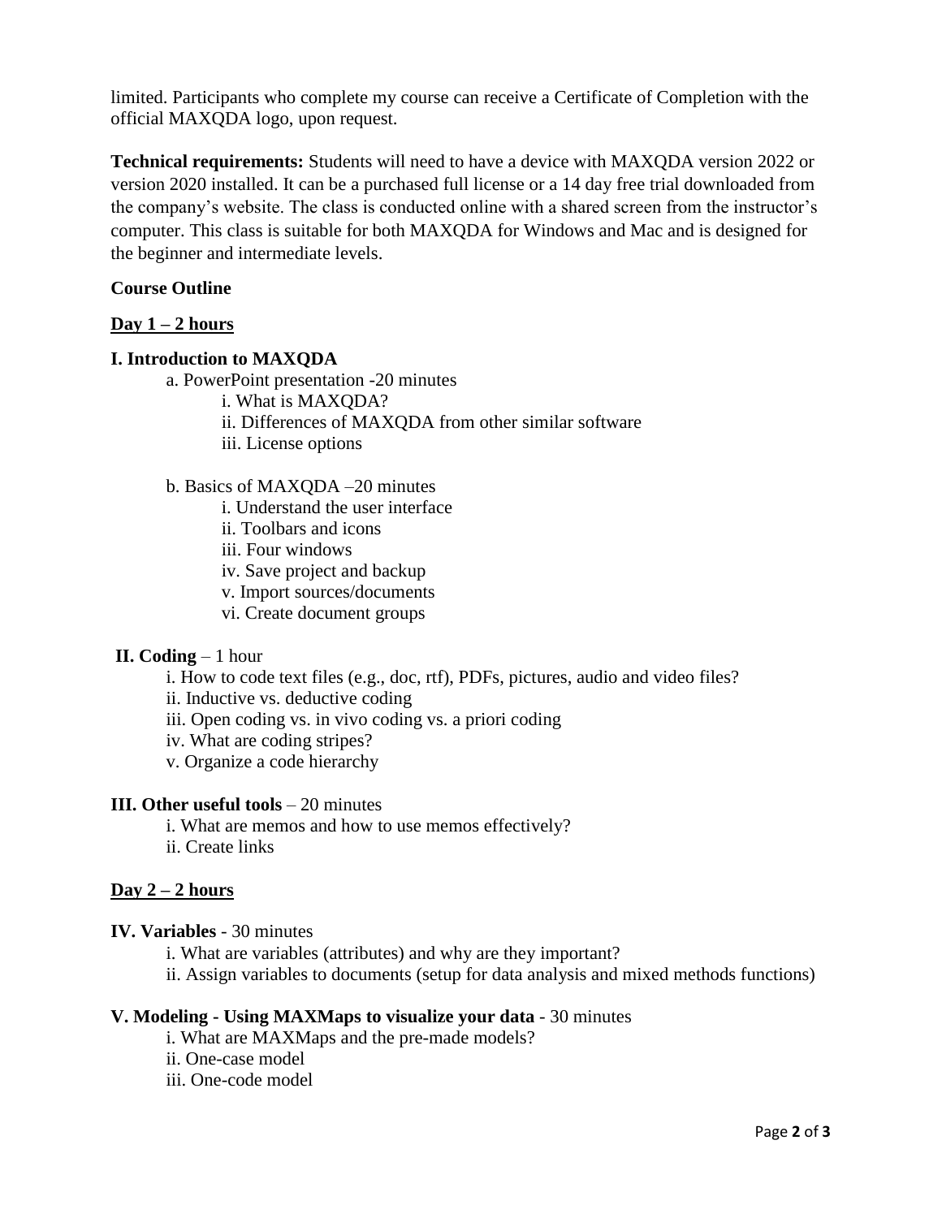limited. Participants who complete my course can receive a Certificate of Completion with the official MAXQDA logo, upon request.

**Technical requirements:** Students will need to have a device with MAXQDA version 2022 or version 2020 installed. It can be a purchased full license or a 14 day free trial downloaded from the company's website. The class is conducted online with a shared screen from the instructor's computer. This class is suitable for both MAXQDA for Windows and Mac and is designed for the beginner and intermediate levels.

**Course Outline**

**Day 1 – 2 hours**

**I. Introduction to MAXQDA**

- a. PowerPoint presentation -20 minutes
  - i. What is MAXQDA?
  - ii. Differences of MAXQDA from other similar software
  - iii. License options
- b. Basics of MAXQDA –20 minutes
  - i. Understand the user interface
  - ii. Toolbars and icons
  - iii. Four windows
  - iv. Save project and backup
  - v. Import sources/documents
  - vi. Create document groups

**II. Coding** – 1 hour

- i. How to code text files (e.g., doc, rtf), PDFs, pictures, audio and video files?
- ii. Inductive vs. deductive coding
- iii. Open coding vs. in vivo coding vs. a priori coding
- iv. What are coding stripes?
- v. Organize a code hierarchy

**III. Other useful tools** – 20 minutes

- i. What are memos and how to use memos effectively?
- ii. Create links

**Day 2 – 2 hours**

**IV. Variables** - 30 minutes

- i. What are variables (attributes) and why are they important?
- ii. Assign variables to documents (setup for data analysis and mixed methods functions)

**V. Modeling - Using MAXMaps to visualize your data** - 30 minutes

- i. What are MAXMaps and the pre-made models?
- ii. One-case model
- iii. One-code model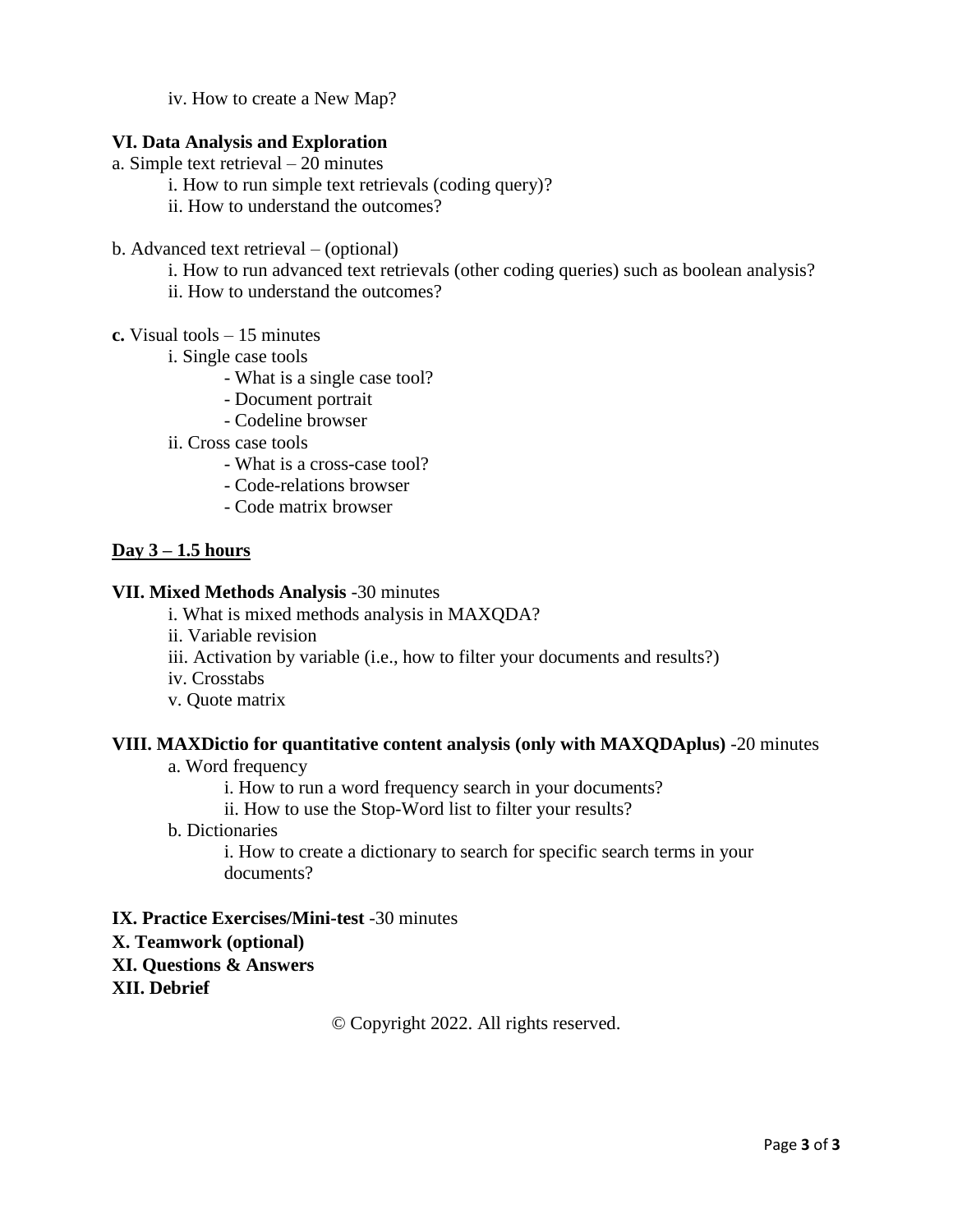iv. How to create a New Map?

**VI. Data Analysis and Exploration**

a. Simple text retrieval – 20 minutes

- i. How to run simple text retrievals (coding query)?
- ii. How to understand the outcomes?

b. Advanced text retrieval – (optional)

- i. How to run advanced text retrievals (other coding queries) such as boolean analysis?
- ii. How to understand the outcomes?

**c.** Visual tools – 15 minutes

- i. Single case tools
  - What is a single case tool?
  - Document portrait
  - Codeline browser
- ii. Cross case tools
  - What is a cross-case tool?
  - Code-relations browser
  - Code matrix browser

**<u>Day 3 – 1.5 hours</u>**

**VII. Mixed Methods Analysis** -30 minutes

- i. What is mixed methods analysis in MAXQDA?
- ii. Variable revision
- iii. Activation by variable (i.e., how to filter your documents and results?)
- iv. Crosstabs
- v. Quote matrix

**VIII. MAXDictio for quantitative content analysis (only with MAXQDAplus)** -20 minutes

- a. Word frequency
  - i. How to run a word frequency search in your documents?
  - ii. How to use the Stop-Word list to filter your results?
- b. Dictionaries
  - i. How to create a dictionary to search for specific search terms in your documents?

**IX. Practice Exercises/Mini-test** -30 minutes

**X. Teamwork (optional)**

**XI. Questions & Answers**

**XII. Debrief**

© Copyright 2022. All rights reserved.